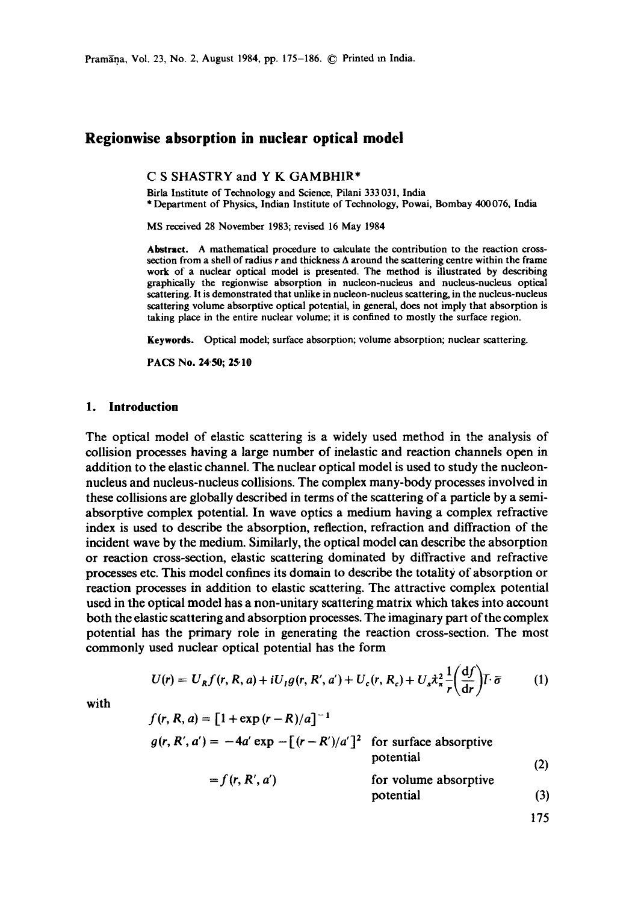# Regionwise absorption in nuclear optical model

C S SHASTRY and Y K GAMBHIR*

Birla Institute of Technology and Science, Pilani 333 031, India

* Department of Physics, Indian Institute of Technology, Powai, Bombay 400 076, India

MS received 28 November 1983; revised 16 May 1984

**Abstract.** A mathematical procedure to calculate the contribution to the reaction cross-section from a shell of radius $r$ and thickness $\Delta$ around the scattering centre within the frame work of a nuclear optical model is presented. The method is illustrated by describing graphically the regionwise absorption in nucleon-nucleus and nucleus-nucleus optical scattering. It is demonstrated that unlike in nucleon-nucleus scattering, in the nucleus-nucleus scattering volume absorptive optical potential, in general, does not imply that absorption is taking place in the entire nuclear volume; it is confined to mostly the surface region.

**Keywords.** Optical model; surface absorption; volume absorption; nuclear scattering.

**PACS No.** 24·50; 25·10

## 1. Introduction

The optical model of elastic scattering is a widely used method in the analysis of collision processes having a large number of inelastic and reaction channels open in addition to the elastic channel. The nuclear optical model is used to study the nucleon-nucleus and nucleus-nucleus collisions. The complex many-body processes involved in these collisions are globally described in terms of the scattering of a particle by a semi-absorptive complex potential. In wave optics a medium having a complex refractive index is used to describe the absorption, reflection, refraction and diffraction of the incident wave by the medium. Similarly, the optical model can describe the absorption or reaction cross-section, elastic scattering dominated by diffractive and refractive processes etc. This model confines its domain to describe the totality of absorption or reaction processes in addition to elastic scattering. The attractive complex potential used in the optical model has a non-unitary scattering matrix which takes into account both the elastic scattering and absorption processes. The imaginary part of the complex potential has the primary role in generating the reaction cross-section. The most commonly used nuclear optical potential has the form

$$U(r) = U_R f(r, R, a) + iU_I g(r, R', a') + U_c(r, R_c) + U_s \lambda_\pi^2 \frac{1}{r}\left(\frac{\mathrm{d}f}{\mathrm{d}r}\right)\bar{l}\cdot\bar{\sigma} \tag{1}$$

with

$$f(r, R, a) = [1 + \exp(r - R)/a]^{-1}$$

$$g(r, R', a') = -4a' \exp -[(r - R')/a']^2 \quad \text{for surface absorptive potential} \tag{2}$$

$$= f(r, R', a') \quad \text{for volume absorptive potential} \tag{3}$$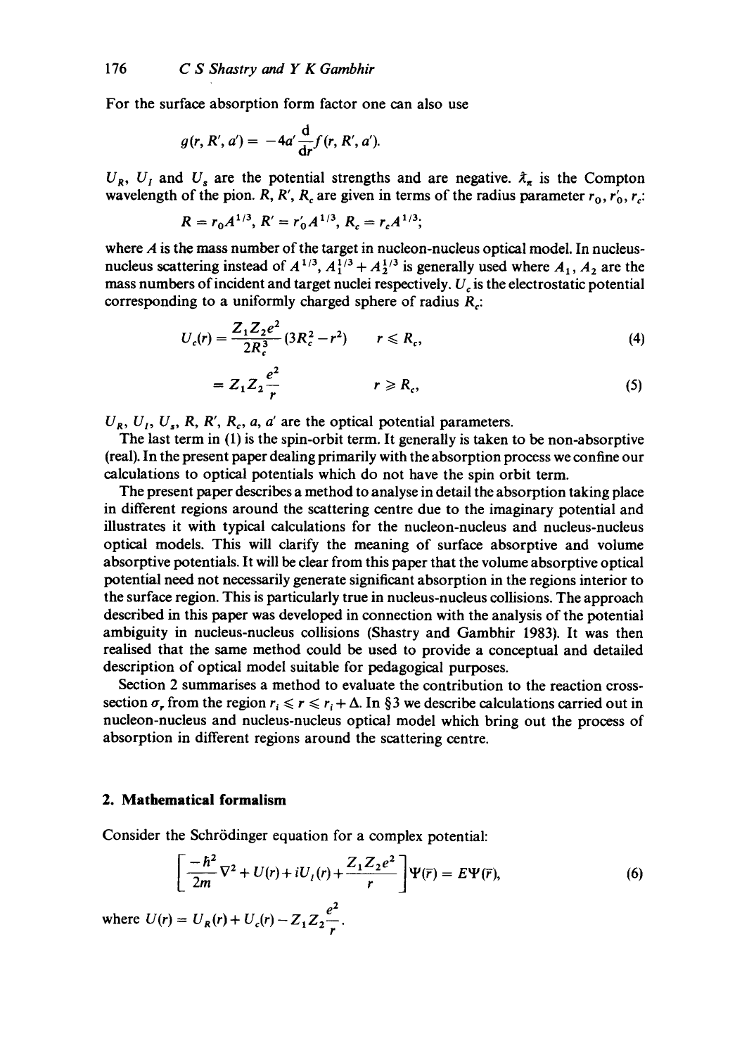For the surface absorption form factor one can also use

$$g(r, R', a') = -4a' \frac{\mathrm{d}}{\mathrm{d}r} f(r, R', a').$$

$U_R$, $U_I$ and $U_s$ are the potential strengths and are negative. $\lambda_\pi$ is the Compton wavelength of the pion. $R$, $R'$, $R_c$ are given in terms of the radius parameter $r_0$, $r_0'$, $r_c$:

$$R = r_0 A^{1/3}, \; R' = r_0' A^{1/3}, \; R_c = r_c A^{1/3};$$

where $A$ is the mass number of the target in nucleon-nucleus optical model. In nucleus-nucleus scattering instead of $A^{1/3}$, $A_1^{1/3} + A_2^{1/3}$ is generally used where $A_1$, $A_2$ are the mass numbers of incident and target nuclei respectively. $U_c$ is the electrostatic potential corresponding to a uniformly charged sphere of radius $R_c$:

$$U_c(r) = \frac{Z_1 Z_2 e^2}{2R_c^3}(3R_c^2 - r^2) \qquad r \leqslant R_c, \tag{4}$$

$$= Z_1 Z_2 \frac{e^2}{r} \qquad r \geqslant R_c, \tag{5}$$

$U_R$, $U_I$, $U_s$, $R$, $R'$, $R_c$, $a$, $a'$ are the optical potential parameters.

The last term in (1) is the spin-orbit term. It generally is taken to be non-absorptive (real). In the present paper dealing primarily with the absorption process we confine our calculations to optical potentials which do not have the spin orbit term.

The present paper describes a method to analyse in detail the absorption taking place in different regions around the scattering centre due to the imaginary potential and illustrates it with typical calculations for the nucleon-nucleus and nucleus-nucleus optical models. This will clarify the meaning of surface absorptive and volume absorptive potentials. It will be clear from this paper that the volume absorptive optical potential need not necessarily generate significant absorption in the regions interior to the surface region. This is particularly true in nucleus-nucleus collisions. The approach described in this paper was developed in connection with the analysis of the potential ambiguity in nucleus-nucleus collisions (Shastry and Gambhir 1983). It was then realised that the same method could be used to provide a conceptual and detailed description of optical model suitable for pedagogical purposes.

Section 2 summarises a method to evaluate the contribution to the reaction cross-section $\sigma_r$ from the region $r_i \leqslant r \leqslant r_i + \Delta$. In §3 we describe calculations carried out in nucleon-nucleus and nucleus-nucleus optical model which bring out the process of absorption in different regions around the scattering centre.

## 2. Mathematical formalism

Consider the Schrödinger equation for a complex potential:

$$\left[\frac{-\hbar^2}{2m}\nabla^2 + U(r) + iU_I(r) + \frac{Z_1 Z_2 e^2}{r}\right]\Psi(\bar{r}) = E\Psi(\bar{r}), \tag{6}$$

where $U(r) = U_R(r) + U_c(r) - Z_1 Z_2 \dfrac{e^2}{r}$.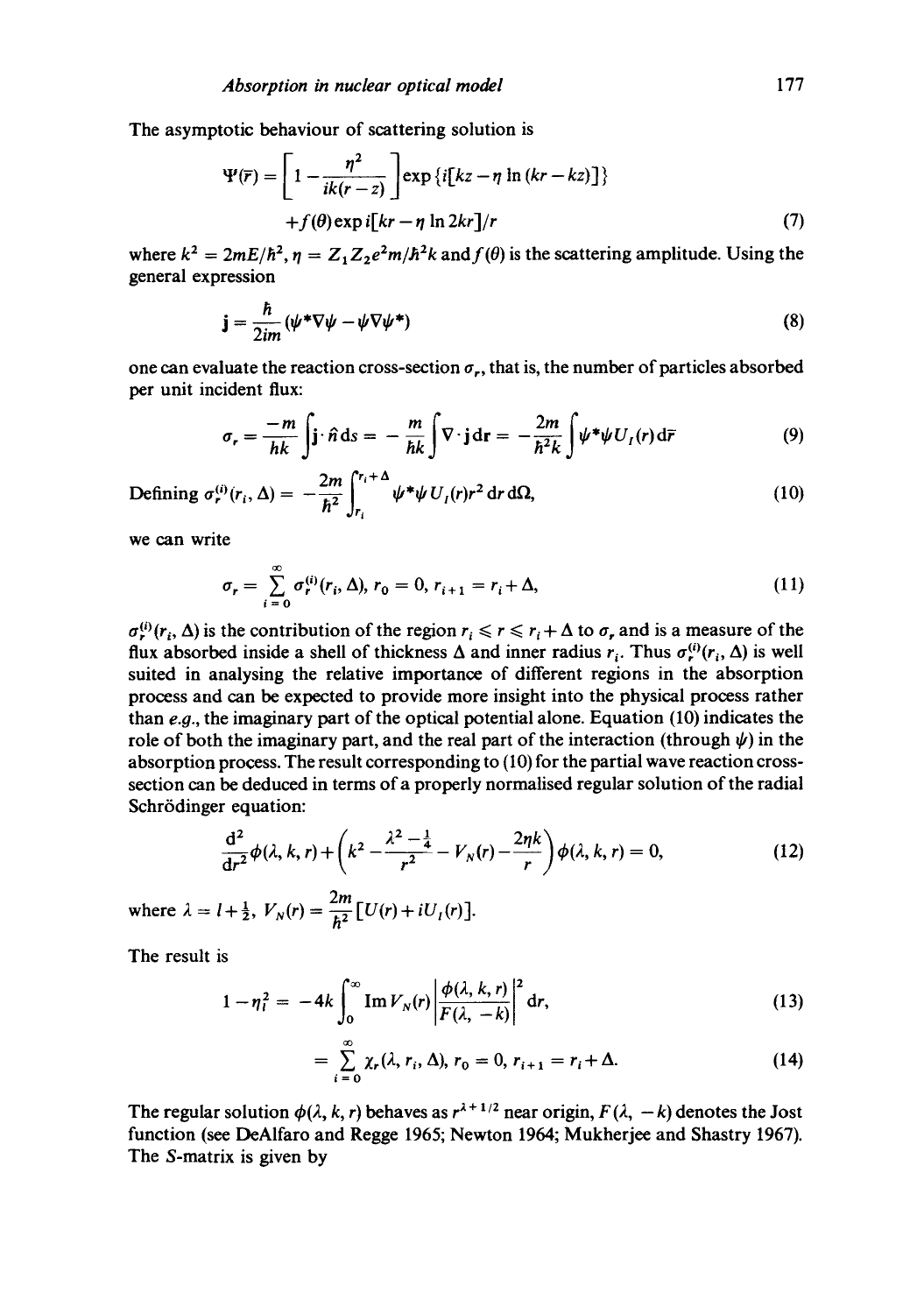The asymptotic behaviour of scattering solution is

$$\Psi(\bar{r}) = \left[1 - \frac{\eta^2}{ik(r-z)}\right] \exp\{i[kz - \eta \ln(kr - kz)]\} + f(\theta)\exp i[kr - \eta \ln 2kr]/r \tag{7}$$

where $k^2 = 2mE/\hbar^2$, $\eta = Z_1 Z_2 e^2 m/\hbar^2 k$ and $f(\theta)$ is the scattering amplitude. Using the general expression

$$\mathbf{j} = \frac{\hbar}{2im}(\psi^* \nabla \psi - \psi \nabla \psi^*) \tag{8}$$

one can evaluate the reaction cross-section $\sigma_r$, that is, the number of particles absorbed per unit incident flux:

$$\sigma_r = \frac{-m}{\hbar k}\int \mathbf{j}\cdot\hat{n}\,ds = -\frac{m}{\hbar k}\int \nabla\cdot\mathbf{j}\,d\mathbf{r} = -\frac{2m}{\hbar^2 k}\int \psi^*\psi U_I(r)\,d\bar{r} \tag{9}$$

Defining $$\sigma_r^{(i)}(r_i, \Delta) = -\frac{2m}{\hbar^2}\int_{r_i}^{r_i+\Delta} \psi^*\psi U_I(r) r^2\,dr\,d\Omega, \tag{10}$$

we can write

$$\sigma_r = \sum_{i=0}^{\infty} \sigma_r^{(i)}(r_i, \Delta),\ r_0 = 0,\ r_{i+1} = r_i + \Delta, \tag{11}$$

$\sigma_r^{(i)}(r_i, \Delta)$ is the contribution of the region $r_i \leqslant r \leqslant r_i + \Delta$ to $\sigma_r$ and is a measure of the flux absorbed inside a shell of thickness $\Delta$ and inner radius $r_i$. Thus $\sigma_r^{(i)}(r_i, \Delta)$ is well suited in analysing the relative importance of different regions in the absorption process and can be expected to provide more insight into the physical process rather than *e.g.*, the imaginary part of the optical potential alone. Equation (10) indicates the role of both the imaginary part, and the real part of the interaction (through $\psi$) in the absorption process. The result corresponding to (10) for the partial wave reaction cross-section can be deduced in terms of a properly normalised regular solution of the radial Schrödinger equation:

$$\frac{d^2}{dr^2}\phi(\lambda, k, r) + \left(k^2 - \frac{\lambda^2 - \frac{1}{4}}{r^2} - V_N(r) - \frac{2\eta k}{r}\right)\phi(\lambda, k, r) = 0, \tag{12}$$

where $\lambda = l + \frac{1}{2}$, $V_N(r) = \frac{2m}{\hbar^2}[U(r) + iU_I(r)]$.

The result is

$$1 - \eta_l^2 = -4k\int_0^{\infty} \operatorname{Im} V_N(r)\left|\frac{\phi(\lambda, k, r)}{F(\lambda, -k)}\right|^2 dr, \tag{13}$$

$$= \sum_{i=0}^{\infty} \chi_r(\lambda, r_i, \Delta),\ r_0 = 0,\ r_{i+1} = r_i + \Delta. \tag{14}$$

The regular solution $\phi(\lambda, k, r)$ behaves as $r^{\lambda + 1/2}$ near origin, $F(\lambda, -k)$ denotes the Jost function (see DeAlfaro and Regge 1965; Newton 1964; Mukherjee and Shastry 1967). The $S$-matrix is given by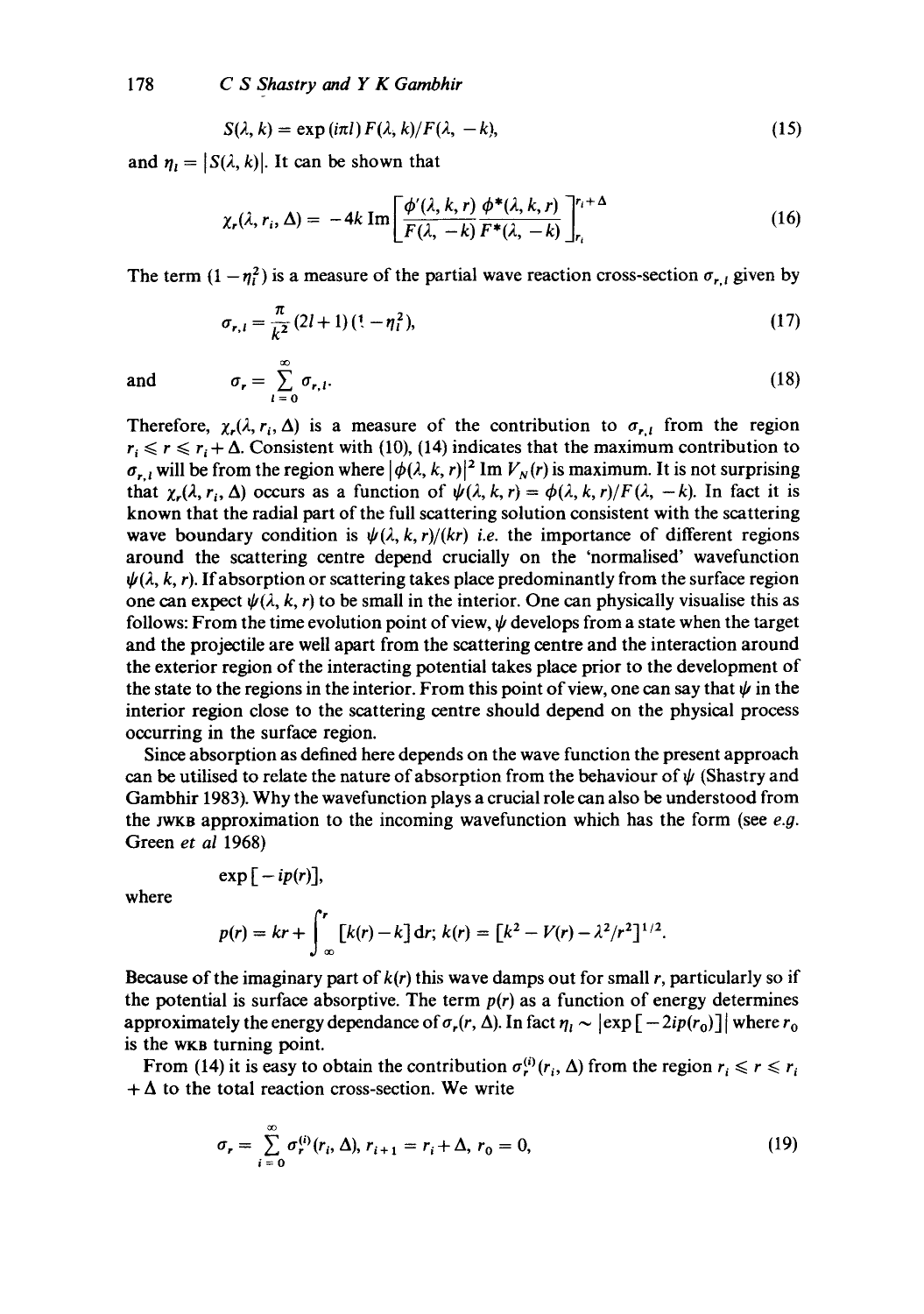$$S(\lambda, k) = \exp(i\pi l)\, F(\lambda, k)/F(\lambda, -k), \tag{15}$$

and $\eta_l = |S(\lambda, k)|$. It can be shown that

$$\chi_r(\lambda, r_i, \Delta) = -4k\, \mathrm{Im}\left[\frac{\phi'(\lambda, k, r)\, \phi^*(\lambda, k, r)}{F(\lambda, -k)\, F^*(\lambda, -k)}\right]_{r_i}^{r_i+\Delta} \tag{16}$$

The term $(1-\eta_l^2)$ is a measure of the partial wave reaction cross-section $\sigma_{r,l}$ given by

$$\sigma_{r,l} = \frac{\pi}{k^2}(2l+1)(1-\eta_l^2), \tag{17}$$

and
$$\sigma_r = \sum_{l=0}^{\infty} \sigma_{r,l}. \tag{18}$$

Therefore, $\chi_r(\lambda, r_i, \Delta)$ is a measure of the contribution to $\sigma_{r,l}$ from the region $r_i \leqslant r \leqslant r_i + \Delta$. Consistent with (10), (14) indicates that the maximum contribution to $\sigma_{r,l}$ will be from the region where $|\phi(\lambda, k, r)|^2 \,\mathrm{Im}\, V_N(r)$ is maximum. It is not surprising that $\chi_r(\lambda, r_i, \Delta)$ occurs as a function of $\psi(\lambda, k, r) = \phi(\lambda, k, r)/F(\lambda, -k)$. In fact it is known that the radial part of the full scattering solution consistent with the scattering wave boundary condition is $\psi(\lambda, k, r)/(kr)$ *i.e.* the importance of different regions around the scattering centre depend crucially on the 'normalised' wavefunction $\psi(\lambda, k, r)$. If absorption or scattering takes place predominantly from the surface region one can expect $\psi(\lambda, k, r)$ to be small in the interior. One can physically visualise this as follows: From the time evolution point of view, $\psi$ develops from a state when the target and the projectile are well apart from the scattering centre and the interaction around the exterior region of the interacting potential takes place prior to the development of the state to the regions in the interior. From this point of view, one can say that $\psi$ in the interior region close to the scattering centre should depend on the physical process occurring in the surface region.

Since absorption as defined here depends on the wave function the present approach can be utilised to relate the nature of absorption from the behaviour of $\psi$ (Shastry and Gambhir 1983). Why the wavefunction plays a crucial role can also be understood from the JWKB approximation to the incoming wavefunction which has the form (see *e.g.* Green *et al* 1968)

$$\exp[-ip(r)],$$

where

$$p(r) = kr + \int_{\infty}^{r} [k(r) - k]\, \mathrm{d}r; \; k(r) = [k^2 - V(r) - \lambda^2/r^2]^{1/2}.$$

Because of the imaginary part of $k(r)$ this wave damps out for small $r$, particularly so if the potential is surface absorptive. The term $p(r)$ as a function of energy determines approximately the energy dependance of $\sigma_r(r, \Delta)$. In fact $\eta_l \sim |\exp[-2ip(r_0)]|$ where $r_0$ is the WKB turning point.

From (14) it is easy to obtain the contribution $\sigma_r^{(i)}(r_i, \Delta)$ from the region $r_i \leqslant r \leqslant r_i + \Delta$ to the total reaction cross-section. We write

$$\sigma_r = \sum_{i=0}^{\infty} \sigma_r^{(i)}(r_i, \Delta), \; r_{i+1} = r_i + \Delta, \; r_0 = 0, \tag{19}$$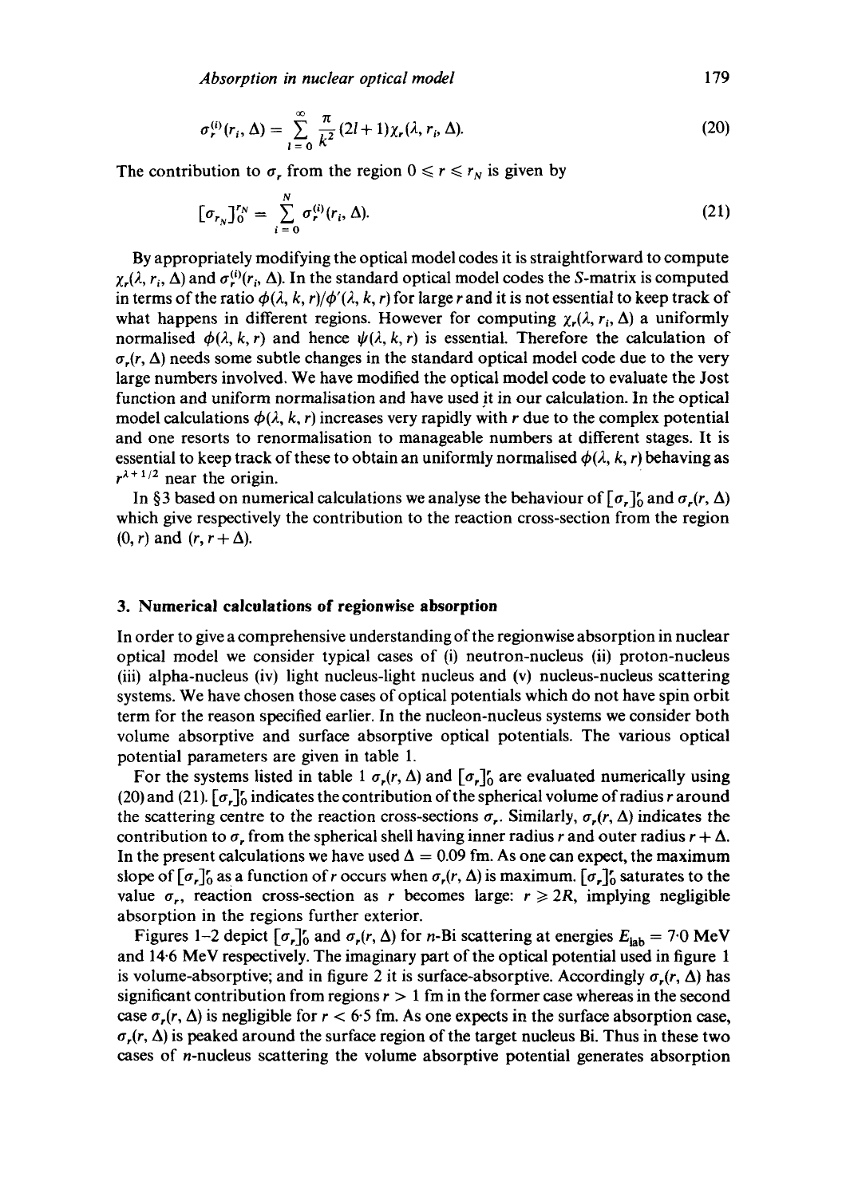$$\sigma_r^{(i)}(r_i, \Delta) = \sum_{l=0}^{\infty} \frac{\pi}{k^2}(2l+1)\chi_r(\lambda, r_i, \Delta). \tag{20}$$

The contribution to $\sigma_r$ from the region $0 \leqslant r \leqslant r_N$ is given by

$$[\sigma_{r_N}]_0^{r_N} = \sum_{i=0}^{N} \sigma_r^{(i)}(r_i, \Delta). \tag{21}$$

By appropriately modifying the optical model codes it is straightforward to compute $\chi_r(\lambda, r_i, \Delta)$ and $\sigma_r^{(i)}(r_i, \Delta)$. In the standard optical model codes the $S$-matrix is computed in terms of the ratio $\phi(\lambda, k, r)/\phi'(\lambda, k, r)$ for large $r$ and it is not essential to keep track of what happens in different regions. However for computing $\chi_r(\lambda, r_i, \Delta)$ a uniformly normalised $\phi(\lambda, k, r)$ and hence $\psi(\lambda, k, r)$ is essential. Therefore the calculation of $\sigma_r(r, \Delta)$ needs some subtle changes in the standard optical model code due to the very large numbers involved. We have modified the optical model code to evaluate the Jost function and uniform normalisation and have used it in our calculation. In the optical model calculations $\phi(\lambda, k, r)$ increases very rapidly with $r$ due to the complex potential and one resorts to renormalisation to manageable numbers at different stages. It is essential to keep track of these to obtain an uniformly normalised $\phi(\lambda, k, r)$ behaving as $r^{\lambda+1/2}$ near the origin.

In §3 based on numerical calculations we analyse the behaviour of $[\sigma_r]_0^r$ and $\sigma_r(r, \Delta)$ which give respectively the contribution to the reaction cross-section from the region $(0, r)$ and $(r, r+\Delta)$.

## 3. Numerical calculations of regionwise absorption

In order to give a comprehensive understanding of the regionwise absorption in nuclear optical model we consider typical cases of (i) neutron-nucleus (ii) proton-nucleus (iii) alpha-nucleus (iv) light nucleus-light nucleus and (v) nucleus-nucleus scattering systems. We have chosen those cases of optical potentials which do not have spin orbit term for the reason specified earlier. In the nucleon-nucleus systems we consider both volume absorptive and surface absorptive optical potentials. The various optical potential parameters are given in table 1.

For the systems listed in table 1 $\sigma_r(r, \Delta)$ and $[\sigma_r]_0^r$ are evaluated numerically using (20) and (21). $[\sigma_r]_0^r$ indicates the contribution of the spherical volume of radius $r$ around the scattering centre to the reaction cross-sections $\sigma_r$. Similarly, $\sigma_r(r, \Delta)$ indicates the contribution to $\sigma_r$ from the spherical shell having inner radius $r$ and outer radius $r + \Delta$. In the present calculations we have used $\Delta = 0.09$ fm. As one can expect, the maximum slope of $[\sigma_r]_0^r$ as a function of $r$ occurs when $\sigma_r(r, \Delta)$ is maximum. $[\sigma_r]_0^r$ saturates to the value $\sigma_r$, reaction cross-section as $r$ becomes large: $r \geqslant 2R$, implying negligible absorption in the regions further exterior.

Figures 1–2 depict $[\sigma_r]_0^r$ and $\sigma_r(r, \Delta)$ for $n$-Bi scattering at energies $E_{\text{lab}} = 7.0$ MeV and 14.6 MeV respectively. The imaginary part of the optical potential used in figure 1 is volume-absorptive; and in figure 2 it is surface-absorptive. Accordingly $\sigma_r(r, \Delta)$ has significant contribution from regions $r > 1$ fm in the former case whereas in the second case $\sigma_r(r, \Delta)$ is negligible for $r < 6.5$ fm. As one expects in the surface absorption case, $\sigma_r(r, \Delta)$ is peaked around the surface region of the target nucleus Bi. Thus in these two cases of $n$-nucleus scattering the volume absorptive potential generates absorption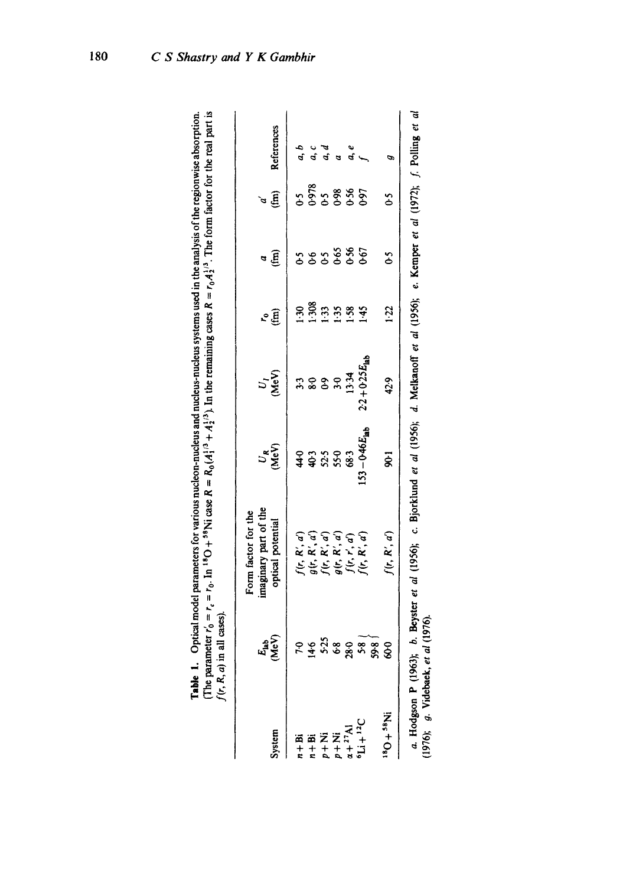**Table 1.** Optical model parameters for various nucleon-nucleus and nucleus-nucleus systems used in the analysis of the regionwise absorption. (The parameter $r_0' = r_c = r_0$. In $^{18}O + ^{58}Ni$ case $R = R_0(A_1^{1/3} + A_2^{1/3})$. In the remaining cases $R = r_0 A_2^{1/3}$. The form factor for the real part is $f(r, R, a)$ in all cases).

| System | $E_{lab}$ (MeV) | Form factor for the imaginary part of the optical potential | $U_R$ (MeV) | $U_I$ (MeV) | $r_0$ (fm) | $a$ (fm) | $a'$ (fm) | References |
|---|---|---|---|---|---|---|---|---|
| $n + Bi$ | 7·0 | $f(r, R', a')$ | 44·0 | 3·3 | 1·30 | 0·5 | 0·5 | a, b |
| $n + Bi$ | 14·6 | $g(r, R', a')$ | 40·3 | 8·0 | 1·308 | 0·6 | 0·978 | a, c |
| $p + Ni$ | 5·25 | $f(r, R', a')$ | 52·5 | 0·9 | 1·33 | 0·5 | 0·5 | a, d |
| $p + Ni$ | 6·8 | $g(r, R', a')$ | 55·0 | 3·0 | 1·35 | 0·65 | 0·98 | a |
| $\alpha + ^{27}Al$ | 28·0 | $f(r, r', a')$ | 68·3 | 13·34 | 1·58 | 0·56 | 0·56 | a, e |
| $^{6}Li + ^{12}C$ | 5·8 / 59·8 | $f(r, R', a')$ | $153 - 0·46E_{lab}$ | $2·2 + 0·25E_{lab}$ | 1·45 | 0·67 | 0·97 | f |
| $^{18}O + ^{58}Ni$ | 60·0 | $f(r, R', a')$ | 90·1 | 42·9 | 1·22 | 0·5 | 0·5 | g |

*a.* Hodgson P (1963); *b.* Beyster *et al* (1956); c. Bjorklund *et al* (1956); *d.* Melkanoff *et al* (1956); *e.* Kemper *et al* (1972); *f.* Polling *et al* (1976); *g.* Videbaek, *et al* (1976).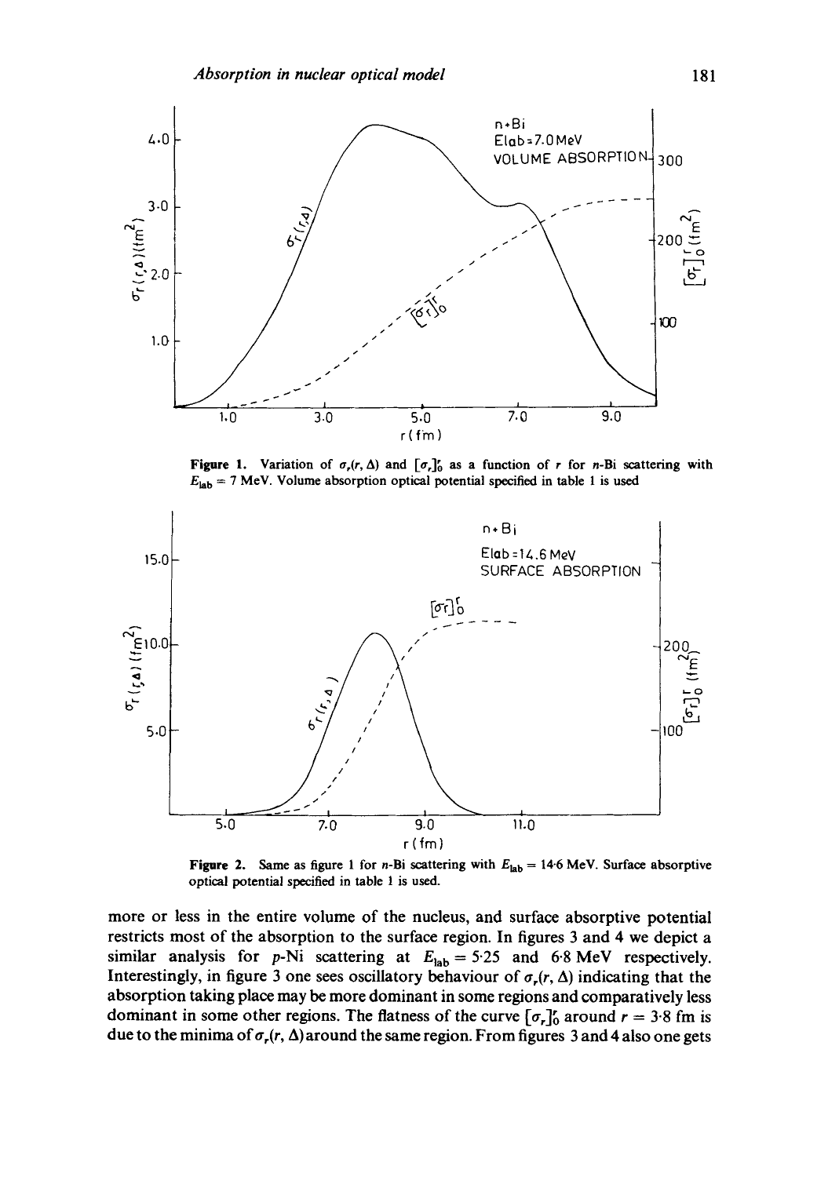**Figure 1.** Variation of $\sigma_r(r, \Delta)$ and $[\sigma_r]_0^r$ as a function of $r$ for $n$-Bi scattering with $E_{\text{lab}} = 7$ MeV. Volume absorption optical potential specified in table 1 is used

**Figure 2.** Same as figure 1 for $n$-Bi scattering with $E_{\text{lab}} = 14{\cdot}6$ MeV. Surface absorptive optical potential specified in table 1 is used.

more or less in the entire volume of the nucleus, and surface absorptive potential restricts most of the absorption to the surface region. In figures 3 and 4 we depict a similar analysis for $p$-Ni scattering at $E_{\text{lab}} = 5{\cdot}25$ and $6{\cdot}8$ MeV respectively. Interestingly, in figure 3 one sees oscillatory behaviour of $\sigma_r(r, \Delta)$ indicating that the absorption taking place may be more dominant in some regions and comparatively less dominant in some other regions. The flatness of the curve $[\sigma_r]_0^r$ around $r = 3{\cdot}8$ fm is due to the minima of $\sigma_r(r, \Delta)$ around the same region. From figures 3 and 4 also one gets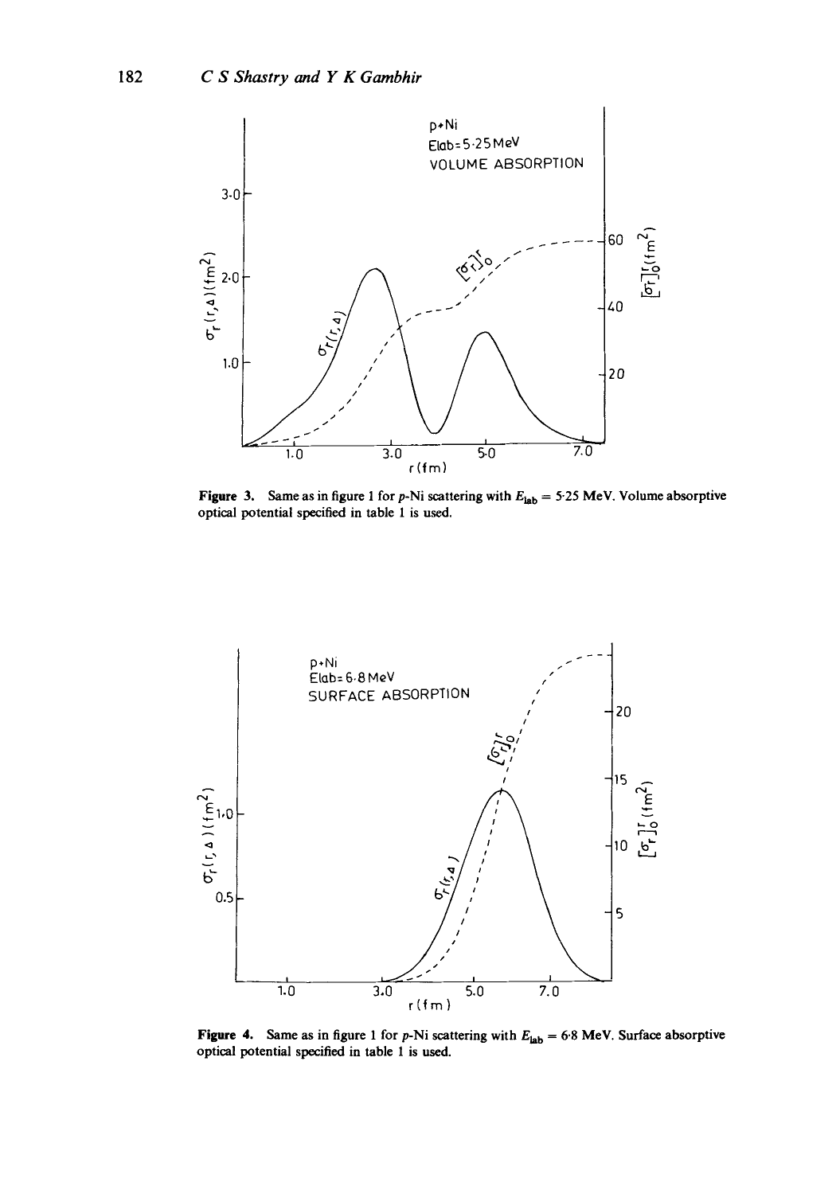**Figure 3.** Same as in figure 1 for $p$-Ni scattering with $E_{\text{lab}} = 5{\cdot}25$ MeV. Volume absorptive optical potential specified in table 1 is used.

**Figure 4.** Same as in figure 1 for $p$-Ni scattering with $E_{\text{lab}} = 6{\cdot}8$ MeV. Surface absorptive optical potential specified in table 1 is used.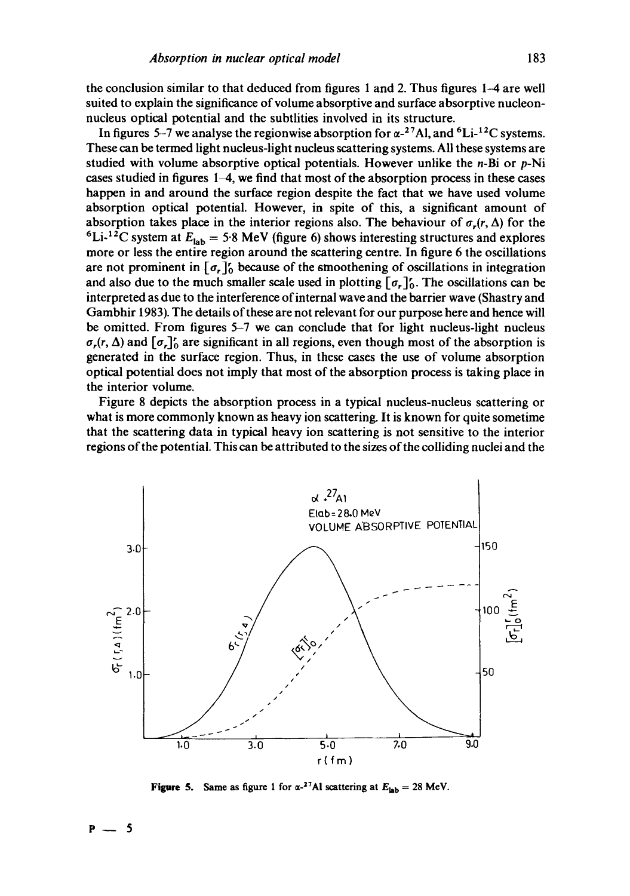the conclusion similar to that deduced from figures 1 and 2. Thus figures 1–4 are well suited to explain the significance of volume absorptive and surface absorptive nucleon-nucleus optical potential and the subtlities involved in its structure.

In figures 5–7 we analyse the regionwise absorption for $\alpha$-$^{27}$Al, and $^{6}$Li-$^{12}$C systems. These can be termed light nucleus-light nucleus scattering systems. All these systems are studied with volume absorptive optical potentials. However unlike the $n$-Bi or $p$-Ni cases studied in figures 1–4, we find that most of the absorption process in these cases happen in and around the surface region despite the fact that we have used volume absorption optical potential. However, in spite of this, a significant amount of absorption takes place in the interior regions also. The behaviour of $\sigma_r(r, \Delta)$ for the $^{6}$Li-$^{12}$C system at $E_{\text{lab}} = 5{\cdot}8$ MeV (figure 6) shows interesting structures and explores more or less the entire region around the scattering centre. In figure 6 the oscillations are not prominent in $[\sigma_r]_0^r$ because of the smoothening of oscillations in integration and also due to the much smaller scale used in plotting $[\sigma_r]_0^r$. The oscillations can be interpreted as due to the interference of internal wave and the barrier wave (Shastry and Gambhir 1983). The details of these are not relevant for our purpose here and hence will be omitted. From figures 5–7 we can conclude that for light nucleus-light nucleus $\sigma_r(r, \Delta)$ and $[\sigma_r]_0^r$ are significant in all regions, even though most of the absorption is generated in the surface region. Thus, in these cases the use of volume absorption optical potential does not imply that most of the absorption process is taking place in the interior volume.

Figure 8 depicts the absorption process in a typical nucleus-nucleus scattering or what is more commonly known as heavy ion scattering. It is known for quite sometime that the scattering data in typical heavy ion scattering is not sensitive to the interior regions of the potential. This can be attributed to the sizes of the colliding nuclei and the

**Figure 5.** Same as figure 1 for $\alpha$-$^{27}$Al scattering at $E_{\text{lab}} = 28$ MeV.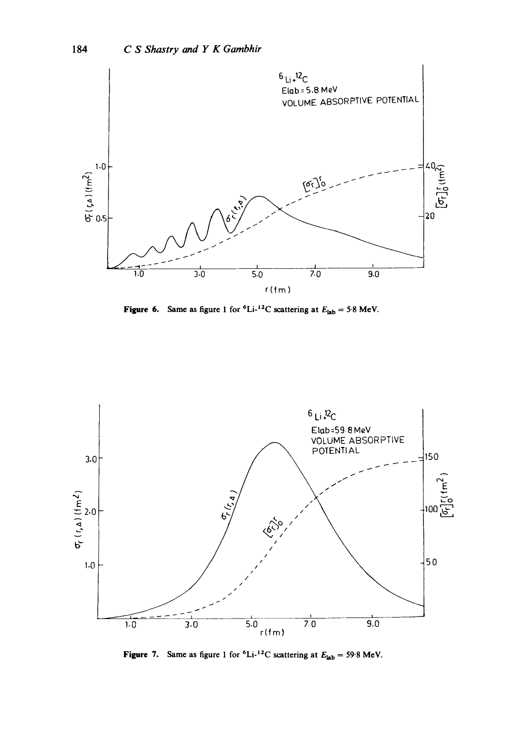Figure 6. Same as figure 1 for $^6$Li-$^{12}$C scattering at $E_{lab} = 5.8$ MeV.

Figure 7. Same as figure 1 for $^6$Li-$^{12}$C scattering at $E_{lab} = 59.8$ MeV.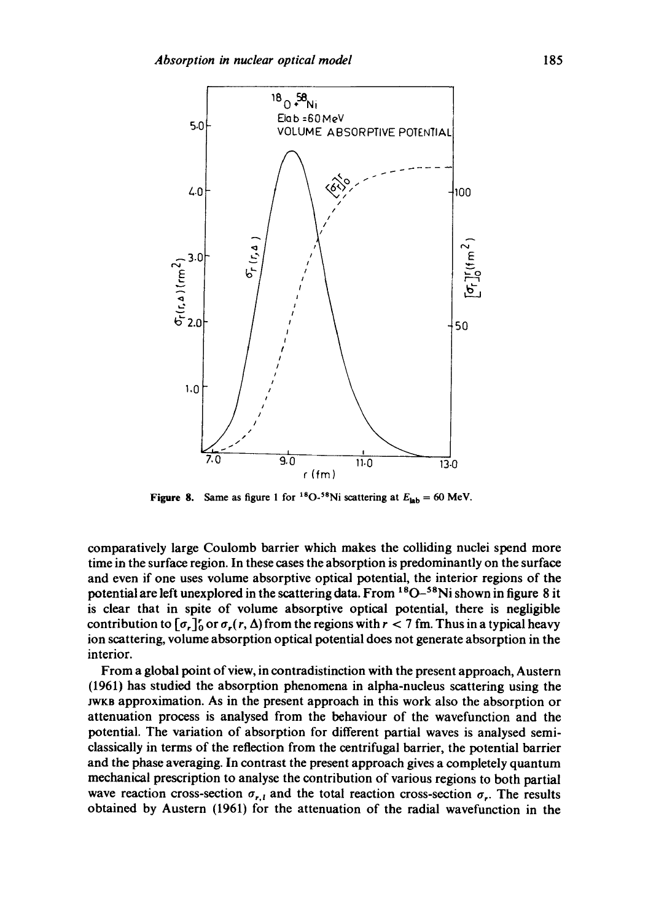**Figure 8.** Same as figure 1 for $^{18}O$–$^{58}Ni$ scattering at $E_{lab} = 60$ MeV.

comparatively large Coulomb barrier which makes the colliding nuclei spend more time in the surface region. In these cases the absorption is predominantly on the surface and even if one uses volume absorptive optical potential, the interior regions of the potential are left unexplored in the scattering data. From $^{18}O$–$^{58}Ni$ shown in figure 8 it is clear that in spite of volume absorptive optical potential, there is negligible contribution to $[\sigma_r]_0^r$ or $\sigma_r(r, \Delta)$ from the regions with $r < 7$ fm. Thus in a typical heavy ion scattering, volume absorption optical potential does not generate absorption in the interior.

From a global point of view, in contradistinction with the present approach, Austern (1961) has studied the absorption phenomena in alpha-nucleus scattering using the JWKB approximation. As in the present approach in this work also the absorption or attenuation process is analysed from the behaviour of the wavefunction and the potential. The variation of absorption for different partial waves is analysed semi-classically in terms of the reflection from the centrifugal barrier, the potential barrier and the phase averaging. In contrast the present approach gives a completely quantum mechanical prescription to analyse the contribution of various regions to both partial wave reaction cross-section $\sigma_{r,l}$ and the total reaction cross-section $\sigma_r$. The results obtained by Austern (1961) for the attenuation of the radial wavefunction in the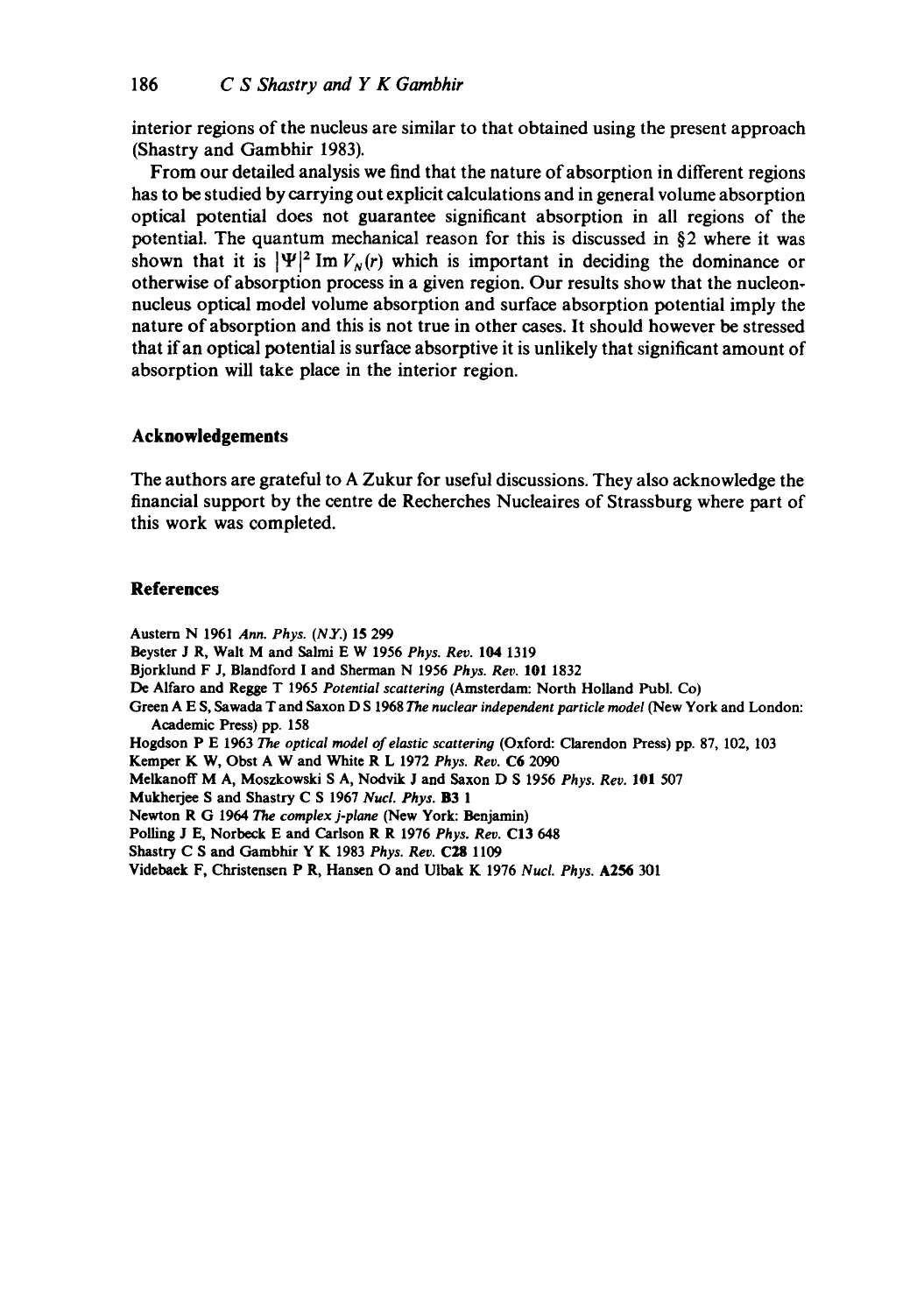interior regions of the nucleus are similar to that obtained using the present approach (Shastry and Gambhir 1983).

From our detailed analysis we find that the nature of absorption in different regions has to be studied by carrying out explicit calculations and in general volume absorption optical potential does not guarantee significant absorption in all regions of the potential. The quantum mechanical reason for this is discussed in §2 where it was shown that it is $|\Psi|^2 \operatorname{Im} V_N(r)$ which is important in deciding the dominance or otherwise of absorption process in a given region. Our results show that the nucleon-nucleus optical model volume absorption and surface absorption potential imply the nature of absorption and this is not true in other cases. It should however be stressed that if an optical potential is surface absorptive it is unlikely that significant amount of absorption will take place in the interior region.

## Acknowledgements

The authors are grateful to A Zukur for useful discussions. They also acknowledge the financial support by the centre de Recherches Nucleaires of Strassburg where part of this work was completed.

## References

Austern N 1961 *Ann. Phys. (N.Y.)* **15** 299

Beyster J R, Walt M and Salmi E W 1956 *Phys. Rev.* **104** 1319

Bjorklund F J, Blandford I and Sherman N 1956 *Phys. Rev.* **101** 1832

De Alfaro and Regge T 1965 *Potential scattering* (Amsterdam: North Holland Publ. Co)

Green A E S, Sawada T and Saxon D S 1968 *The nuclear independent particle model* (New York and London: Academic Press) pp. 158

Hogdson P E 1963 *The optical model of elastic scattering* (Oxford: Clarendon Press) pp. 87, 102, 103

Kemper K W, Obst A W and White R L 1972 *Phys. Rev.* **C6** 2090

Melkanoff M A, Moszkowski S A, Nodvik J and Saxon D S 1956 *Phys. Rev.* **101** 507

Mukherjee S and Shastry C S 1967 *Nucl. Phys.* **B3** 1

Newton R G 1964 *The complex j-plane* (New York: Benjamin)

Polling J E, Norbeck E and Carlson R R 1976 *Phys. Rev.* **C13** 648

Shastry C S and Gambhir Y K 1983 *Phys. Rev.* **C28** 1109

Videbaek F, Christensen P R, Hansen O and Ulbak K 1976 *Nucl. Phys.* **A256** 301